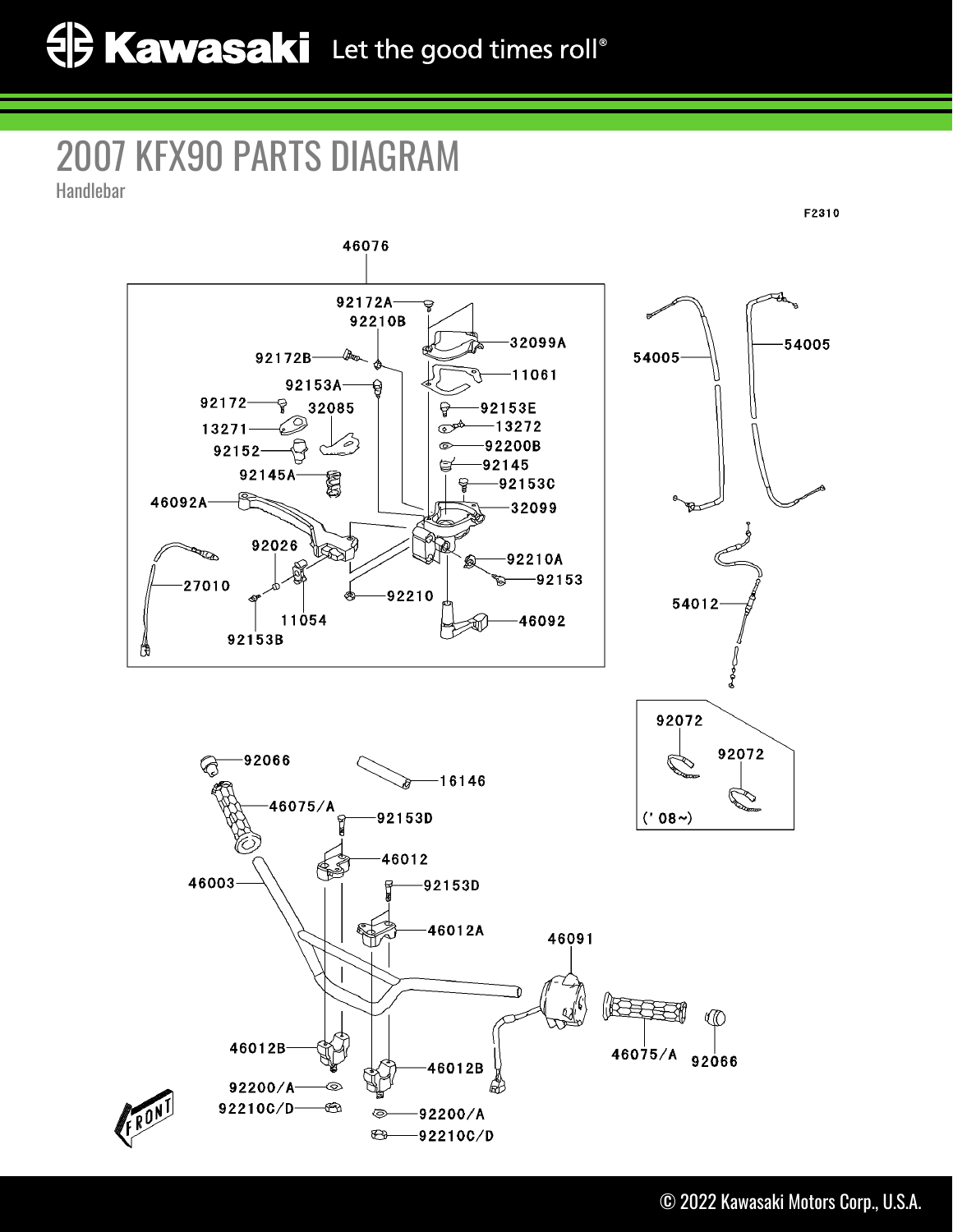# 2007 KFX90 PARTS DIAGRAM

Handlebar

F2310

46076

92172A
92210B
32099A
92172B
11061
92153A
92172
32085
92153E
13271
13272
92200B
92152
92145
92145A
92153C
46092A
32099
92026
92210A
27010
92153
92210
11054
46092
92153B

54005
54005
54012

92072
92072
('08~)

92066
16146
46075/A
92153D
46012
46003
92153D
46012A
46091
46012B
46075/A
92066
46012B
92200/A
92210C/D
92200/A
92210C/D

FRONT

© 2022 Kawasaki Motors Corp., U.S.A.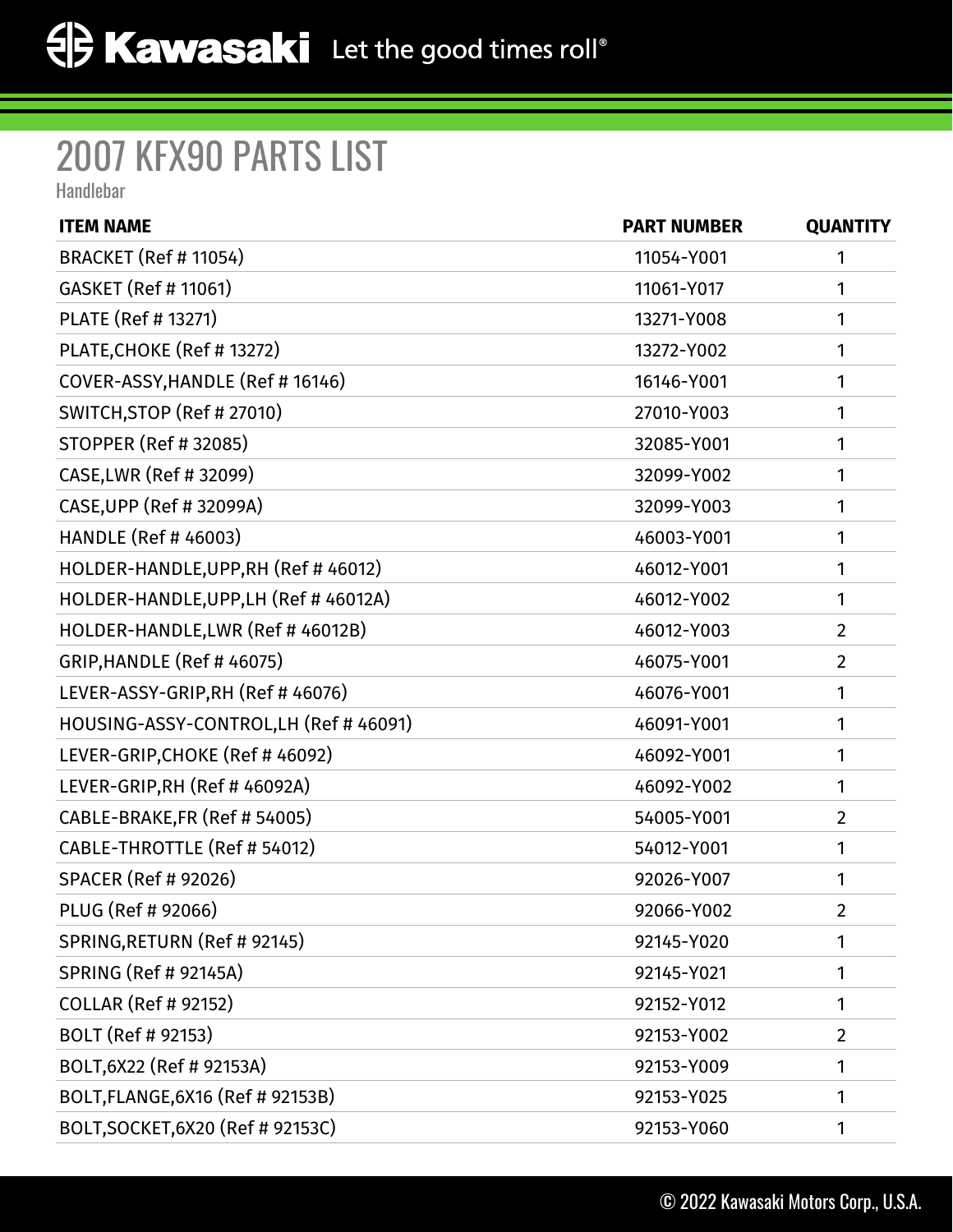# 2007 KFX90 PARTS LIST

Handlebar

| ITEM NAME | PART NUMBER | QUANTITY |
|---|---|---|
| BRACKET (Ref # 11054) | 11054-Y001 | 1 |
| GASKET (Ref # 11061) | 11061-Y017 | 1 |
| PLATE (Ref # 13271) | 13271-Y008 | 1 |
| PLATE,CHOKE (Ref # 13272) | 13272-Y002 | 1 |
| COVER-ASSY,HANDLE (Ref # 16146) | 16146-Y001 | 1 |
| SWITCH,STOP (Ref # 27010) | 27010-Y003 | 1 |
| STOPPER (Ref # 32085) | 32085-Y001 | 1 |
| CASE,LWR (Ref # 32099) | 32099-Y002 | 1 |
| CASE,UPP (Ref # 32099A) | 32099-Y003 | 1 |
| HANDLE (Ref # 46003) | 46003-Y001 | 1 |
| HOLDER-HANDLE,UPP,RH (Ref # 46012) | 46012-Y001 | 1 |
| HOLDER-HANDLE,UPP,LH (Ref # 46012A) | 46012-Y002 | 1 |
| HOLDER-HANDLE,LWR (Ref # 46012B) | 46012-Y003 | 2 |
| GRIP,HANDLE (Ref # 46075) | 46075-Y001 | 2 |
| LEVER-ASSY-GRIP,RH (Ref # 46076) | 46076-Y001 | 1 |
| HOUSING-ASSY-CONTROL,LH (Ref # 46091) | 46091-Y001 | 1 |
| LEVER-GRIP,CHOKE (Ref # 46092) | 46092-Y001 | 1 |
| LEVER-GRIP,RH (Ref # 46092A) | 46092-Y002 | 1 |
| CABLE-BRAKE,FR (Ref # 54005) | 54005-Y001 | 2 |
| CABLE-THROTTLE (Ref # 54012) | 54012-Y001 | 1 |
| SPACER (Ref # 92026) | 92026-Y007 | 1 |
| PLUG (Ref # 92066) | 92066-Y002 | 2 |
| SPRING,RETURN (Ref # 92145) | 92145-Y020 | 1 |
| SPRING (Ref # 92145A) | 92145-Y021 | 1 |
| COLLAR (Ref # 92152) | 92152-Y012 | 1 |
| BOLT (Ref # 92153) | 92153-Y002 | 2 |
| BOLT,6X22 (Ref # 92153A) | 92153-Y009 | 1 |
| BOLT,FLANGE,6X16 (Ref # 92153B) | 92153-Y025 | 1 |
| BOLT,SOCKET,6X20 (Ref # 92153C) | 92153-Y060 | 1 |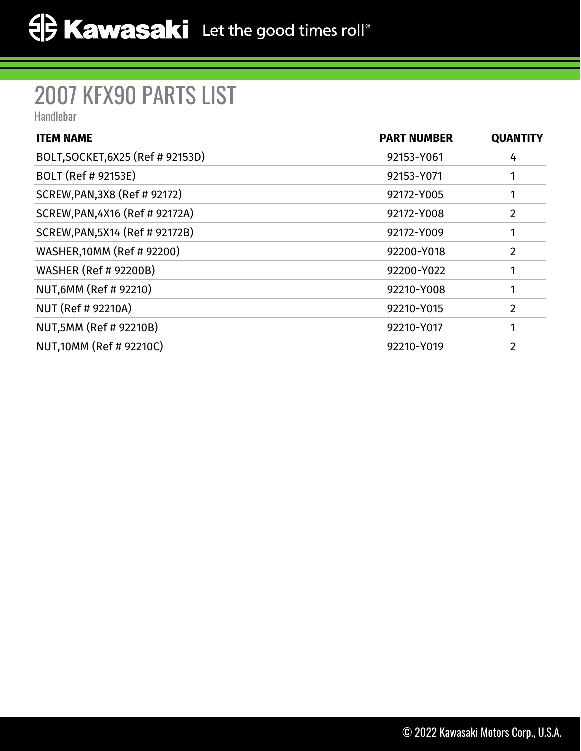# 2007 KFX90 PARTS LIST

Handlebar

| ITEM NAME | PART NUMBER | QUANTITY |
|---|---|---|
| BOLT,SOCKET,6X25 (Ref # 92153D) | 92153-Y061 | 4 |
| BOLT (Ref # 92153E) | 92153-Y071 | 1 |
| SCREW,PAN,3X8 (Ref # 92172) | 92172-Y005 | 1 |
| SCREW,PAN,4X16 (Ref # 92172A) | 92172-Y008 | 2 |
| SCREW,PAN,5X14 (Ref # 92172B) | 92172-Y009 | 1 |
| WASHER,10MM (Ref # 92200) | 92200-Y018 | 2 |
| WASHER (Ref # 92200B) | 92200-Y022 | 1 |
| NUT,6MM (Ref # 92210) | 92210-Y008 | 1 |
| NUT (Ref # 92210A) | 92210-Y015 | 2 |
| NUT,5MM (Ref # 92210B) | 92210-Y017 | 1 |
| NUT,10MM (Ref # 92210C) | 92210-Y019 | 2 |